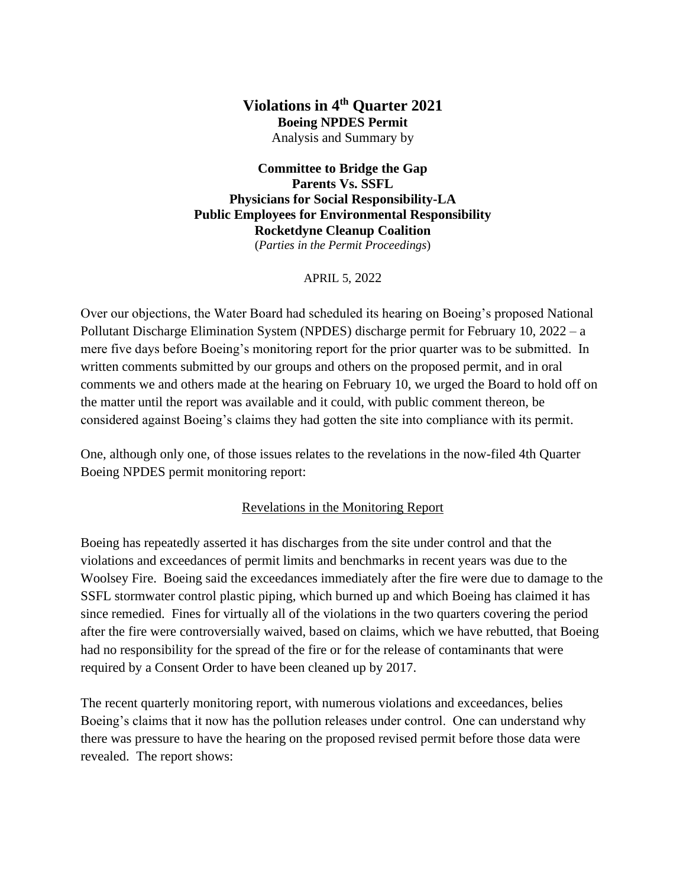# Violations in 4th Quarter 2021

**Boeing NPDES Permit**

Analysis and Summary by

**Committee to Bridge the Gap**
**Parents Vs. SSFL**
**Physicians for Social Responsibility-LA**
**Public Employees for Environmental Responsibility**
**Rocketdyne Cleanup Coalition**
(*Parties in the Permit Proceedings*)

APRIL 5, 2022

Over our objections, the Water Board had scheduled its hearing on Boeing's proposed National Pollutant Discharge Elimination System (NPDES) discharge permit for February 10, 2022 – a mere five days before Boeing's monitoring report for the prior quarter was to be submitted. In written comments submitted by our groups and others on the proposed permit, and in oral comments we and others made at the hearing on February 10, we urged the Board to hold off on the matter until the report was available and it could, with public comment thereon, be considered against Boeing's claims they had gotten the site into compliance with its permit.

One, although only one, of those issues relates to the revelations in the now-filed 4th Quarter Boeing NPDES permit monitoring report:

## Revelations in the Monitoring Report

Boeing has repeatedly asserted it has discharges from the site under control and that the violations and exceedances of permit limits and benchmarks in recent years was due to the Woolsey Fire. Boeing said the exceedances immediately after the fire were due to damage to the SSFL stormwater control plastic piping, which burned up and which Boeing has claimed it has since remedied. Fines for virtually all of the violations in the two quarters covering the period after the fire were controversially waived, based on claims, which we have rebutted, that Boeing had no responsibility for the spread of the fire or for the release of contaminants that were required by a Consent Order to have been cleaned up by 2017.

The recent quarterly monitoring report, with numerous violations and exceedances, belies Boeing's claims that it now has the pollution releases under control. One can understand why there was pressure to have the hearing on the proposed revised permit before those data were revealed. The report shows: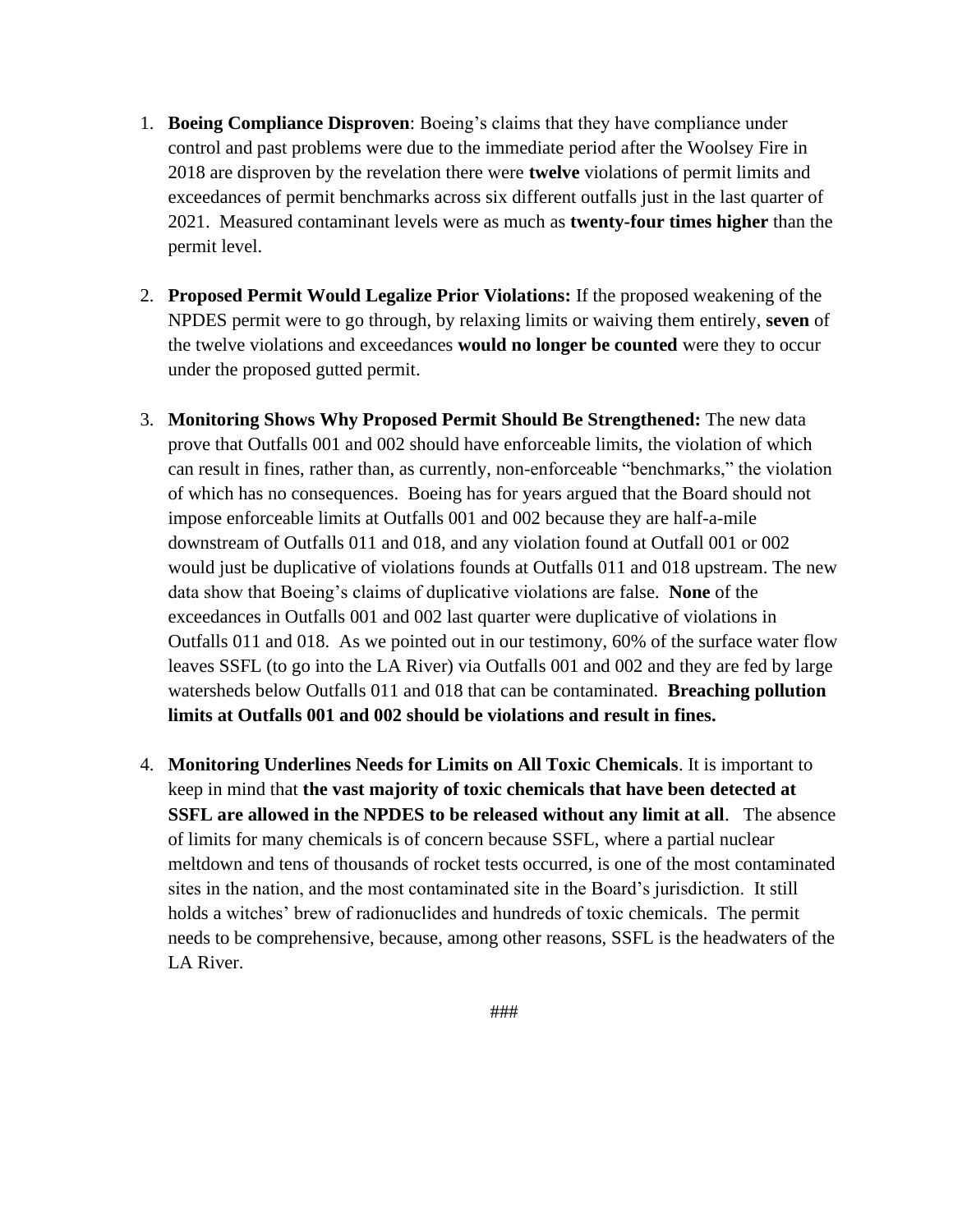1. **Boeing Compliance Disproven**: Boeing's claims that they have compliance under control and past problems were due to the immediate period after the Woolsey Fire in 2018 are disproven by the revelation there were **twelve** violations of permit limits and exceedances of permit benchmarks across six different outfalls just in the last quarter of 2021. Measured contaminant levels were as much as **twenty-four times higher** than the permit level.

2. **Proposed Permit Would Legalize Prior Violations:** If the proposed weakening of the NPDES permit were to go through, by relaxing limits or waiving them entirely, **seven** of the twelve violations and exceedances **would no longer be counted** were they to occur under the proposed gutted permit.

3. **Monitoring Shows Why Proposed Permit Should Be Strengthened:** The new data prove that Outfalls 001 and 002 should have enforceable limits, the violation of which can result in fines, rather than, as currently, non-enforceable "benchmarks," the violation of which has no consequences. Boeing has for years argued that the Board should not impose enforceable limits at Outfalls 001 and 002 because they are half-a-mile downstream of Outfalls 011 and 018, and any violation found at Outfall 001 or 002 would just be duplicative of violations founds at Outfalls 011 and 018 upstream. The new data show that Boeing's claims of duplicative violations are false. **None** of the exceedances in Outfalls 001 and 002 last quarter were duplicative of violations in Outfalls 011 and 018. As we pointed out in our testimony, 60% of the surface water flow leaves SSFL (to go into the LA River) via Outfalls 001 and 002 and they are fed by large watersheds below Outfalls 011 and 018 that can be contaminated. **Breaching pollution limits at Outfalls 001 and 002 should be violations and result in fines.**

4. **Monitoring Underlines Needs for Limits on All Toxic Chemicals**. It is important to keep in mind that **the vast majority of toxic chemicals that have been detected at SSFL are allowed in the NPDES to be released without any limit at all**. The absence of limits for many chemicals is of concern because SSFL, where a partial nuclear meltdown and tens of thousands of rocket tests occurred, is one of the most contaminated sites in the nation, and the most contaminated site in the Board's jurisdiction. It still holds a witches' brew of radionuclides and hundreds of toxic chemicals. The permit needs to be comprehensive, because, among other reasons, SSFL is the headwaters of the LA River.

###